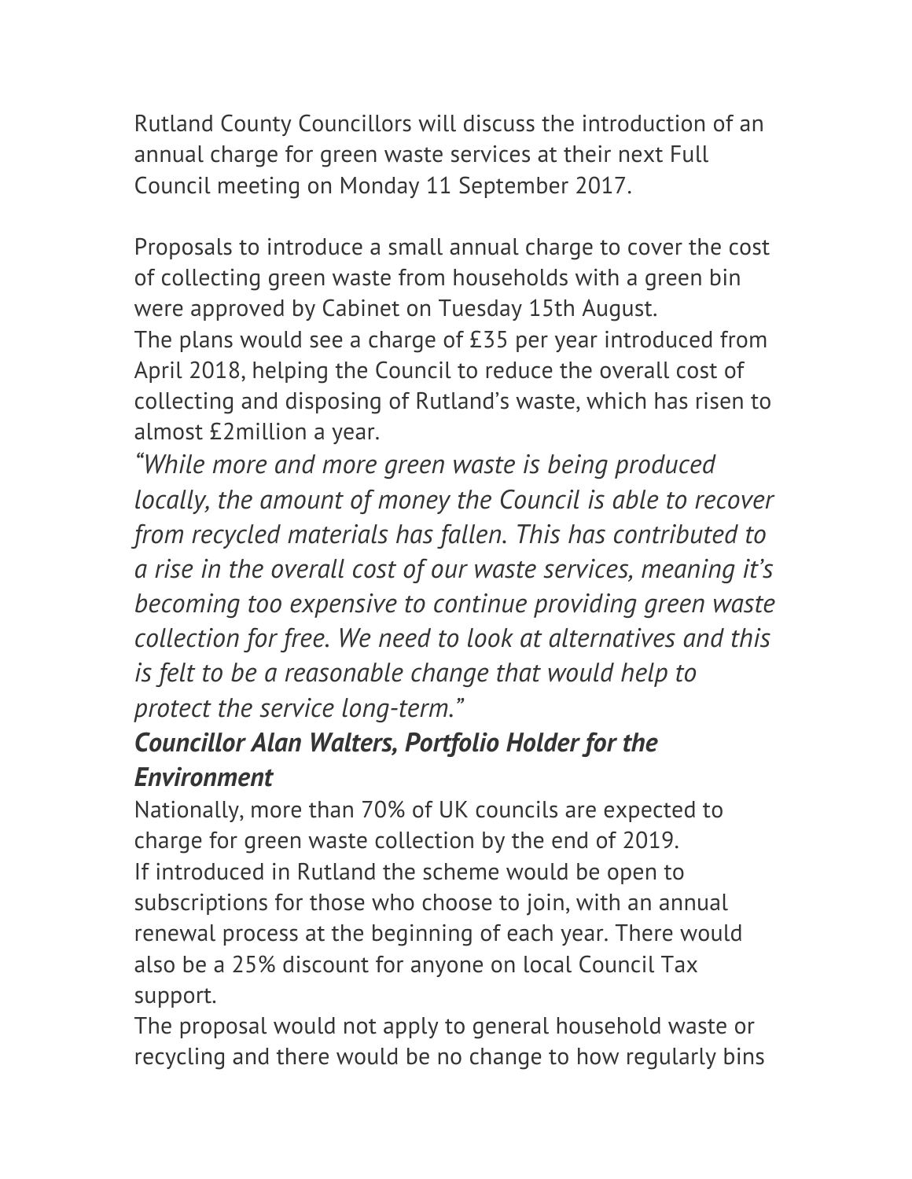Rutland County Councillors will discuss the introduction of an annual charge for green waste services at their next Full Council meeting on Monday 11 September 2017.

Proposals to introduce a small annual charge to cover the cost of collecting green waste from households with a green bin were approved by Cabinet on Tuesday 15th August.

The plans would see a charge of £35 per year introduced from April 2018, helping the Council to reduce the overall cost of collecting and disposing of Rutland's waste, which has risen to almost £2million a year.

*"While more and more green waste is being produced locally, the amount of money the Council is able to recover from recycled materials has fallen. This has contributed to a rise in the overall cost of our waste services, meaning it's becoming too expensive to continue providing green waste collection for free. We need to look at alternatives and this is felt to be a reasonable change that would help to protect the service long-term."*

***Councillor Alan Walters, Portfolio Holder for the Environment***

Nationally, more than 70% of UK councils are expected to charge for green waste collection by the end of 2019.

If introduced in Rutland the scheme would be open to subscriptions for those who choose to join, with an annual renewal process at the beginning of each year. There would also be a 25% discount for anyone on local Council Tax support.

The proposal would not apply to general household waste or recycling and there would be no change to how regularly bins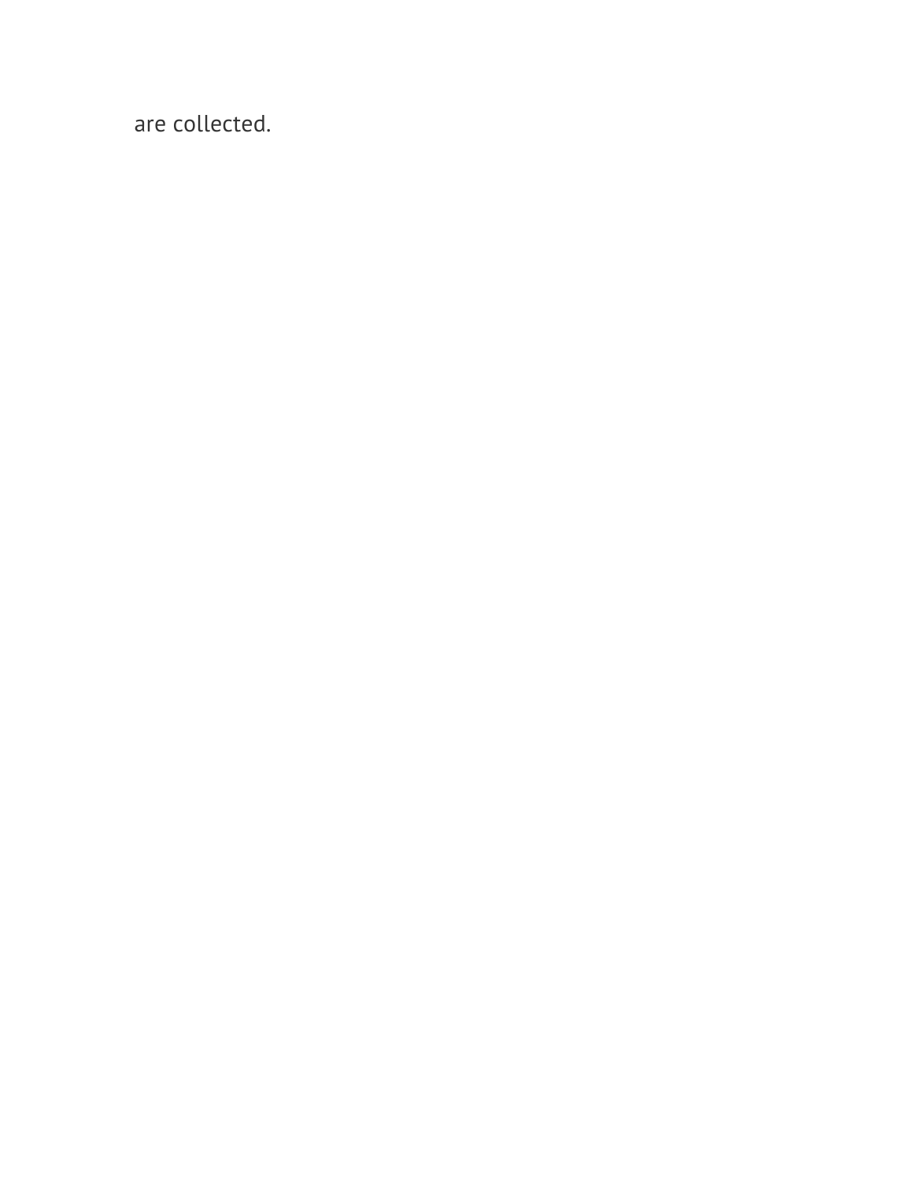are collected.